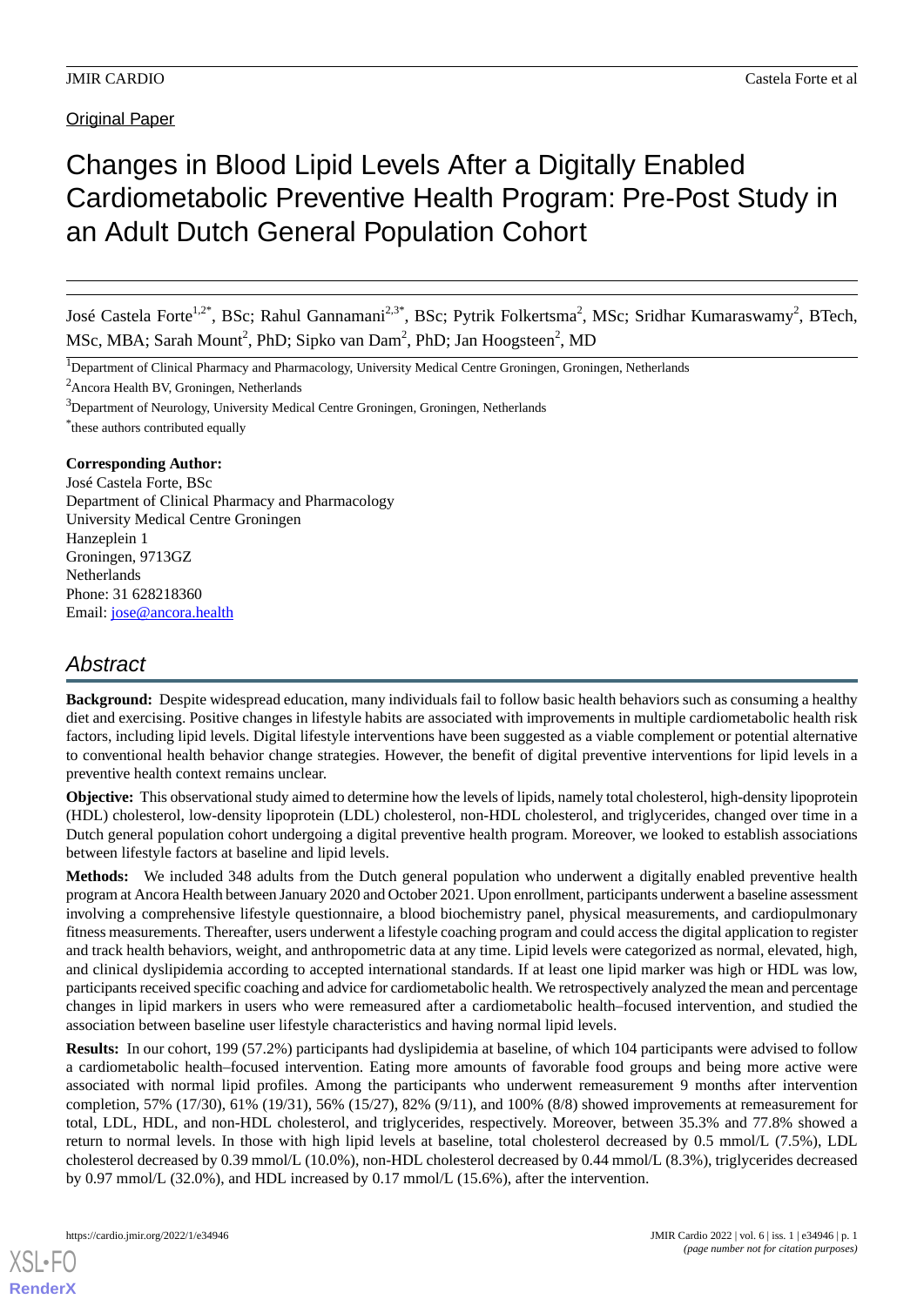Original Paper

# Changes in Blood Lipid Levels After a Digitally Enabled Cardiometabolic Preventive Health Program: Pre-Post Study in an Adult Dutch General Population Cohort

José Castela Forte[1,2*], BSc; Rahul Gannamani[2,3*], BSc; Pytrik Folkertsma[2], MSc; Sridhar Kumaraswamy[2], BTech, MSc, MBA; Sarah Mount[2], PhD; Sipko van Dam[2], PhD; Jan Hoogsteen[2], MD

[1]Department of Clinical Pharmacy and Pharmacology, University Medical Centre Groningen, Groningen, Netherlands

[2]Ancora Health BV, Groningen, Netherlands

[3]Department of Neurology, University Medical Centre Groningen, Groningen, Netherlands

[*]these authors contributed equally

**Corresponding Author:**
José Castela Forte, BSc
Department of Clinical Pharmacy and Pharmacology
University Medical Centre Groningen
Hanzeplein 1
Groningen, 9713GZ
Netherlands
Phone: 31 628218360
Email: jose@ancora.health

## Abstract

**Background:** Despite widespread education, many individuals fail to follow basic health behaviors such as consuming a healthy diet and exercising. Positive changes in lifestyle habits are associated with improvements in multiple cardiometabolic health risk factors, including lipid levels. Digital lifestyle interventions have been suggested as a viable complement or potential alternative to conventional health behavior change strategies. However, the benefit of digital preventive interventions for lipid levels in a preventive health context remains unclear.

**Objective:** This observational study aimed to determine how the levels of lipids, namely total cholesterol, high-density lipoprotein (HDL) cholesterol, low-density lipoprotein (LDL) cholesterol, non-HDL cholesterol, and triglycerides, changed over time in a Dutch general population cohort undergoing a digital preventive health program. Moreover, we looked to establish associations between lifestyle factors at baseline and lipid levels.

**Methods:** We included 348 adults from the Dutch general population who underwent a digitally enabled preventive health program at Ancora Health between January 2020 and October 2021. Upon enrollment, participants underwent a baseline assessment involving a comprehensive lifestyle questionnaire, a blood biochemistry panel, physical measurements, and cardiopulmonary fitness measurements. Thereafter, users underwent a lifestyle coaching program and could access the digital application to register and track health behaviors, weight, and anthropometric data at any time. Lipid levels were categorized as normal, elevated, high, and clinical dyslipidemia according to accepted international standards. If at least one lipid marker was high or HDL was low, participants received specific coaching and advice for cardiometabolic health. We retrospectively analyzed the mean and percentage changes in lipid markers in users who were remeasured after a cardiometabolic health–focused intervention, and studied the association between baseline user lifestyle characteristics and having normal lipid levels.

**Results:** In our cohort, 199 (57.2%) participants had dyslipidemia at baseline, of which 104 participants were advised to follow a cardiometabolic health–focused intervention. Eating more amounts of favorable food groups and being more active were associated with normal lipid profiles. Among the participants who underwent remeasurement 9 months after intervention completion, 57% (17/30), 61% (19/31), 56% (15/27), 82% (9/11), and 100% (8/8) showed improvements at remeasurement for total, LDL, HDL, and non-HDL cholesterol, and triglycerides, respectively. Moreover, between 35.3% and 77.8% showed a return to normal levels. In those with high lipid levels at baseline, total cholesterol decreased by 0.5 mmol/L (7.5%), LDL cholesterol decreased by 0.39 mmol/L (10.0%), non-HDL cholesterol decreased by 0.44 mmol/L (8.3%), triglycerides decreased by 0.97 mmol/L (32.0%), and HDL increased by 0.17 mmol/L (15.6%), after the intervention.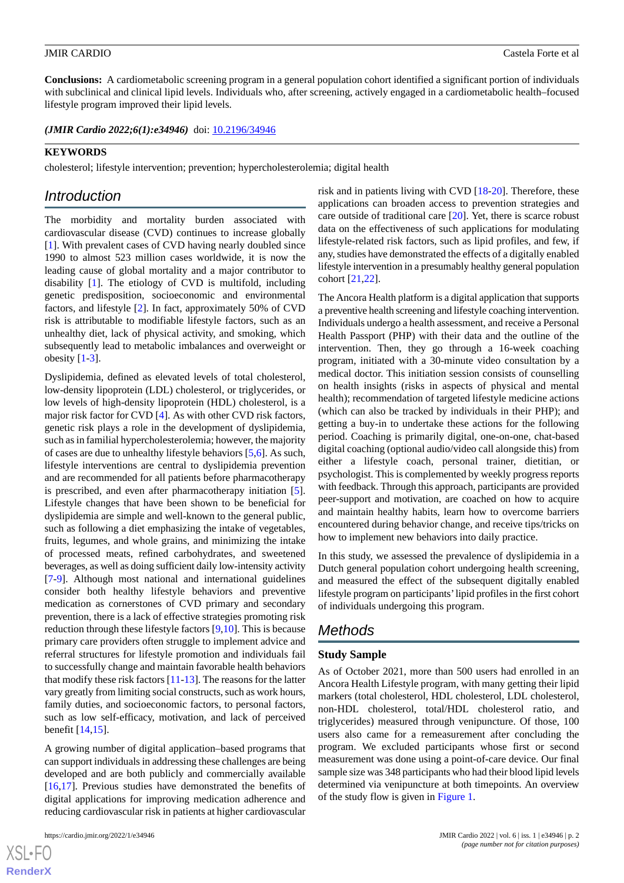**Conclusions:** A cardiometabolic screening program in a general population cohort identified a significant portion of individuals with subclinical and clinical lipid levels. Individuals who, after screening, actively engaged in a cardiometabolic health–focused lifestyle program improved their lipid levels.

***(JMIR Cardio 2022;6(1):e34946)*** doi: 10.2196/34946

**KEYWORDS**

cholesterol; lifestyle intervention; prevention; hypercholesterolemia; digital health

## Introduction

The morbidity and mortality burden associated with cardiovascular disease (CVD) continues to increase globally [1]. With prevalent cases of CVD having nearly doubled since 1990 to almost 523 million cases worldwide, it is now the leading cause of global mortality and a major contributor to disability [1]. The etiology of CVD is multifold, including genetic predisposition, socioeconomic and environmental factors, and lifestyle [2]. In fact, approximately 50% of CVD risk is attributable to modifiable lifestyle factors, such as an unhealthy diet, lack of physical activity, and smoking, which subsequently lead to metabolic imbalances and overweight or obesity [1-3].

Dyslipidemia, defined as elevated levels of total cholesterol, low-density lipoprotein (LDL) cholesterol, or triglycerides, or low levels of high-density lipoprotein (HDL) cholesterol, is a major risk factor for CVD [4]. As with other CVD risk factors, genetic risk plays a role in the development of dyslipidemia, such as in familial hypercholesterolemia; however, the majority of cases are due to unhealthy lifestyle behaviors [5,6]. As such, lifestyle interventions are central to dyslipidemia prevention and are recommended for all patients before pharmacotherapy is prescribed, and even after pharmacotherapy initiation [5]. Lifestyle changes that have been shown to be beneficial for dyslipidemia are simple and well-known to the general public, such as following a diet emphasizing the intake of vegetables, fruits, legumes, and whole grains, and minimizing the intake of processed meats, refined carbohydrates, and sweetened beverages, as well as doing sufficient daily low-intensity activity [7-9]. Although most national and international guidelines consider both healthy lifestyle behaviors and preventive medication as cornerstones of CVD primary and secondary prevention, there is a lack of effective strategies promoting risk reduction through these lifestyle factors [9,10]. This is because primary care providers often struggle to implement advice and referral structures for lifestyle promotion and individuals fail to successfully change and maintain favorable health behaviors that modify these risk factors [11-13]. The reasons for the latter vary greatly from limiting social constructs, such as work hours, family duties, and socioeconomic factors, to personal factors, such as low self-efficacy, motivation, and lack of perceived benefit [14,15].

A growing number of digital application–based programs that can support individuals in addressing these challenges are being developed and are both publicly and commercially available [16,17]. Previous studies have demonstrated the benefits of digital applications for improving medication adherence and reducing cardiovascular risk in patients at higher cardiovascular risk and in patients living with CVD [18-20]. Therefore, these applications can broaden access to prevention strategies and care outside of traditional care [20]. Yet, there is scarce robust data on the effectiveness of such applications for modulating lifestyle-related risk factors, such as lipid profiles, and few, if any, studies have demonstrated the effects of a digitally enabled lifestyle intervention in a presumably healthy general population cohort [21,22].

The Ancora Health platform is a digital application that supports a preventive health screening and lifestyle coaching intervention. Individuals undergo a health assessment, and receive a Personal Health Passport (PHP) with their data and the outline of the intervention. Then, they go through a 16-week coaching program, initiated with a 30-minute video consultation by a medical doctor. This initiation session consists of counselling on health insights (risks in aspects of physical and mental health); recommendation of targeted lifestyle medicine actions (which can also be tracked by individuals in their PHP); and getting a buy-in to undertake these actions for the following period. Coaching is primarily digital, one-on-one, chat-based digital coaching (optional audio/video call alongside this) from either a lifestyle coach, personal trainer, dietitian, or psychologist. This is complemented by weekly progress reports with feedback. Through this approach, participants are provided peer-support and motivation, are coached on how to acquire and maintain healthy habits, learn how to overcome barriers encountered during behavior change, and receive tips/tricks on how to implement new behaviors into daily practice.

In this study, we assessed the prevalence of dyslipidemia in a Dutch general population cohort undergoing health screening, and measured the effect of the subsequent digitally enabled lifestyle program on participants' lipid profiles in the first cohort of individuals undergoing this program.

## Methods

### Study Sample

As of October 2021, more than 500 users had enrolled in an Ancora Health Lifestyle program, with many getting their lipid markers (total cholesterol, HDL cholesterol, LDL cholesterol, non-HDL cholesterol, total/HDL cholesterol ratio, and triglycerides) measured through venipuncture. Of those, 100 users also came for a remeasurement after concluding the program. We excluded participants whose first or second measurement was done using a point-of-care device. Our final sample size was 348 participants who had their blood lipid levels determined via venipuncture at both timepoints. An overview of the study flow is given in Figure 1.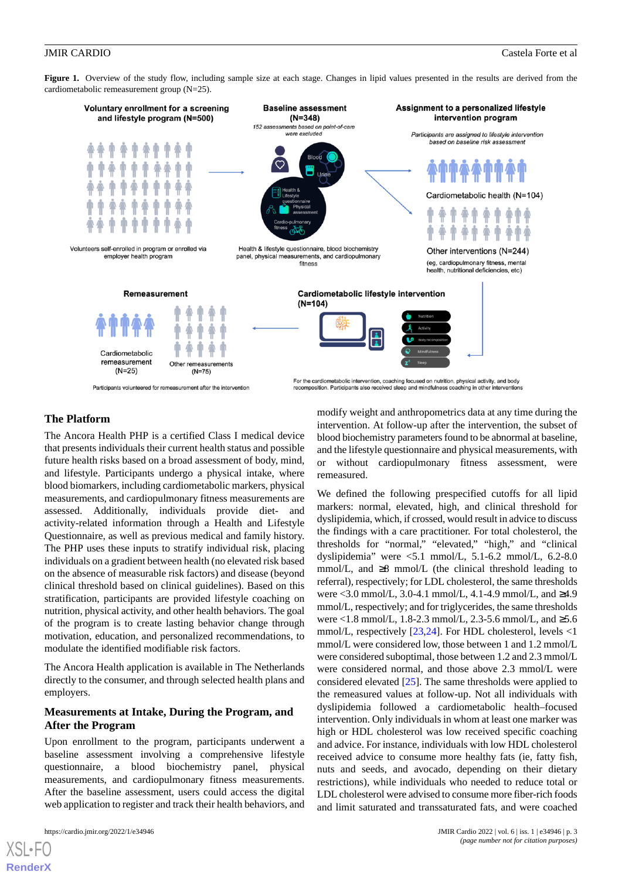**Figure 1.** Overview of the study flow, including sample size at each stage. Changes in lipid values presented in the results are derived from the cardiometabolic remeasurement group (N=25).

## The Platform

The Ancora Health PHP is a certified Class I medical device that presents individuals their current health status and possible future health risks based on a broad assessment of body, mind, and lifestyle. Participants undergo a physical intake, where blood biomarkers, including cardiometabolic markers, physical measurements, and cardiopulmonary fitness measurements are assessed. Additionally, individuals provide diet- and activity-related information through a Health and Lifestyle Questionnaire, as well as previous medical and family history. The PHP uses these inputs to stratify individual risk, placing individuals on a gradient between health (no elevated risk based on the absence of measurable risk factors) and disease (beyond clinical threshold based on clinical guidelines). Based on this stratification, participants are provided lifestyle coaching on nutrition, physical activity, and other health behaviors. The goal of the program is to create lasting behavior change through motivation, education, and personalized recommendations, to modulate the identified modifiable risk factors.

The Ancora Health application is available in The Netherlands directly to the consumer, and through selected health plans and employers.

## Measurements at Intake, During the Program, and After the Program

Upon enrollment to the program, participants underwent a baseline assessment involving a comprehensive lifestyle questionnaire, a blood biochemistry panel, physical measurements, and cardiopulmonary fitness measurements. After the baseline assessment, users could access the digital web application to register and track their health behaviors, and modify weight and anthropometrics data at any time during the intervention. At follow-up after the intervention, the subset of blood biochemistry parameters found to be abnormal at baseline, and the lifestyle questionnaire and physical measurements, with or without cardiopulmonary fitness assessment, were remeasured.

We defined the following prespecified cutoffs for all lipid markers: normal, elevated, high, and clinical threshold for dyslipidemia, which, if crossed, would result in advice to discuss the findings with a care practitioner. For total cholesterol, the thresholds for "normal," "elevated," "high," and "clinical dyslipidemia" were <5.1 mmol/L, 5.1-6.2 mmol/L, 6.2-8.0 mmol/L, and ≥8 mmol/L (the clinical threshold leading to referral), respectively; for LDL cholesterol, the same thresholds were <3.0 mmol/L, 3.0-4.1 mmol/L, 4.1-4.9 mmol/L, and ≥4.9 mmol/L, respectively; and for triglycerides, the same thresholds were <1.8 mmol/L, 1.8-2.3 mmol/L, 2.3-5.6 mmol/L, and ≥5.6 mmol/L, respectively [23,24]. For HDL cholesterol, levels <1 mmol/L were considered low, those between 1 and 1.2 mmol/L were considered suboptimal, those between 1.2 and 2.3 mmol/L were considered normal, and those above 2.3 mmol/L were considered elevated [25]. The same thresholds were applied to the remeasured values at follow-up. Not all individuals with dyslipidemia followed a cardiometabolic health–focused intervention. Only individuals in whom at least one marker was high or HDL cholesterol was low received specific coaching and advice. For instance, individuals with low HDL cholesterol received advice to consume more healthy fats (ie, fatty fish, nuts and seeds, and avocado, depending on their dietary restrictions), while individuals who needed to reduce total or LDL cholesterol were advised to consume more fiber-rich foods and limit saturated and transsaturated fats, and were coached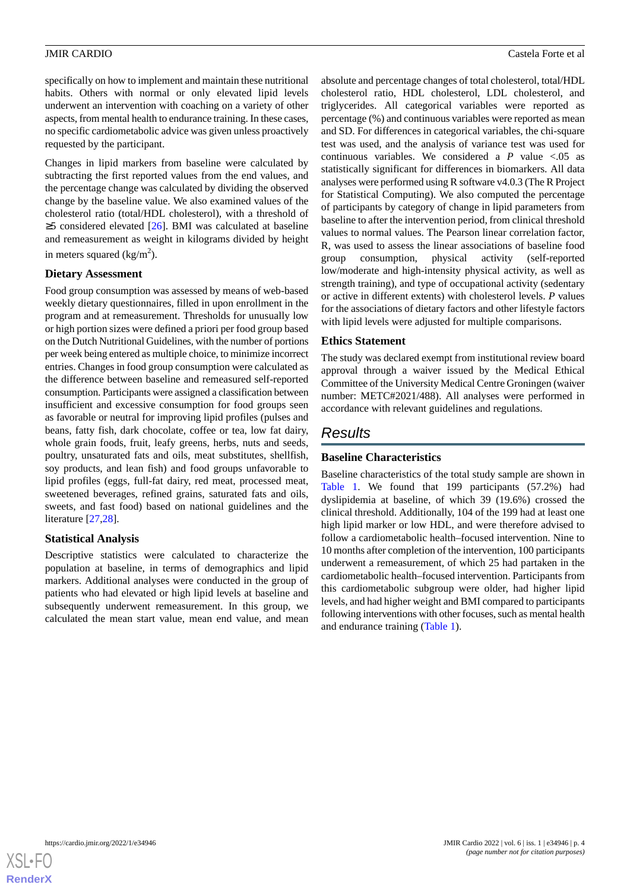specifically on how to implement and maintain these nutritional habits. Others with normal or only elevated lipid levels underwent an intervention with coaching on a variety of other aspects, from mental health to endurance training. In these cases, no specific cardiometabolic advice was given unless proactively requested by the participant.

Changes in lipid markers from baseline were calculated by subtracting the first reported values from the end values, and the percentage change was calculated by dividing the observed change by the baseline value. We also examined values of the cholesterol ratio (total/HDL cholesterol), with a threshold of ≥5 considered elevated [26]. BMI was calculated at baseline and remeasurement as weight in kilograms divided by height in meters squared ($kg/m^2$).

### Dietary Assessment

Food group consumption was assessed by means of web-based weekly dietary questionnaires, filled in upon enrollment in the program and at remeasurement. Thresholds for unusually low or high portion sizes were defined a priori per food group based on the Dutch Nutritional Guidelines, with the number of portions per week being entered as multiple choice, to minimize incorrect entries. Changes in food group consumption were calculated as the difference between baseline and remeasured self-reported consumption. Participants were assigned a classification between insufficient and excessive consumption for food groups seen as favorable or neutral for improving lipid profiles (pulses and beans, fatty fish, dark chocolate, coffee or tea, low fat dairy, whole grain foods, fruit, leafy greens, herbs, nuts and seeds, poultry, unsaturated fats and oils, meat substitutes, shellfish, soy products, and lean fish) and food groups unfavorable to lipid profiles (eggs, full-fat dairy, red meat, processed meat, sweetened beverages, refined grains, saturated fats and oils, sweets, and fast food) based on national guidelines and the literature [27,28].

### Statistical Analysis

Descriptive statistics were calculated to characterize the population at baseline, in terms of demographics and lipid markers. Additional analyses were conducted in the group of patients who had elevated or high lipid levels at baseline and subsequently underwent remeasurement. In this group, we calculated the mean start value, mean end value, and mean absolute and percentage changes of total cholesterol, total/HDL cholesterol ratio, HDL cholesterol, LDL cholesterol, and triglycerides. All categorical variables were reported as percentage (%) and continuous variables were reported as mean and SD. For differences in categorical variables, the chi-square test was used, and the analysis of variance test was used for continuous variables. We considered a *P* value <.05 as statistically significant for differences in biomarkers. All data analyses were performed using R software v4.0.3 (The R Project for Statistical Computing). We also computed the percentage of participants by category of change in lipid parameters from baseline to after the intervention period, from clinical threshold values to normal values. The Pearson linear correlation factor, R, was used to assess the linear associations of baseline food group consumption, physical activity (self-reported low/moderate and high-intensity physical activity, as well as strength training), and type of occupational activity (sedentary or active in different extents) with cholesterol levels. *P* values for the associations of dietary factors and other lifestyle factors with lipid levels were adjusted for multiple comparisons.

### Ethics Statement

The study was declared exempt from institutional review board approval through a waiver issued by the Medical Ethical Committee of the University Medical Centre Groningen (waiver number: METC#2021/488). All analyses were performed in accordance with relevant guidelines and regulations.

## Results

### Baseline Characteristics

Baseline characteristics of the total study sample are shown in Table 1. We found that 199 participants (57.2%) had dyslipidemia at baseline, of which 39 (19.6%) crossed the clinical threshold. Additionally, 104 of the 199 had at least one high lipid marker or low HDL, and were therefore advised to follow a cardiometabolic health–focused intervention. Nine to 10 months after completion of the intervention, 100 participants underwent a remeasurement, of which 25 had partaken in the cardiometabolic health–focused intervention. Participants from this cardiometabolic subgroup were older, had higher lipid levels, and had higher weight and BMI compared to participants following interventions with other focuses, such as mental health and endurance training (Table 1).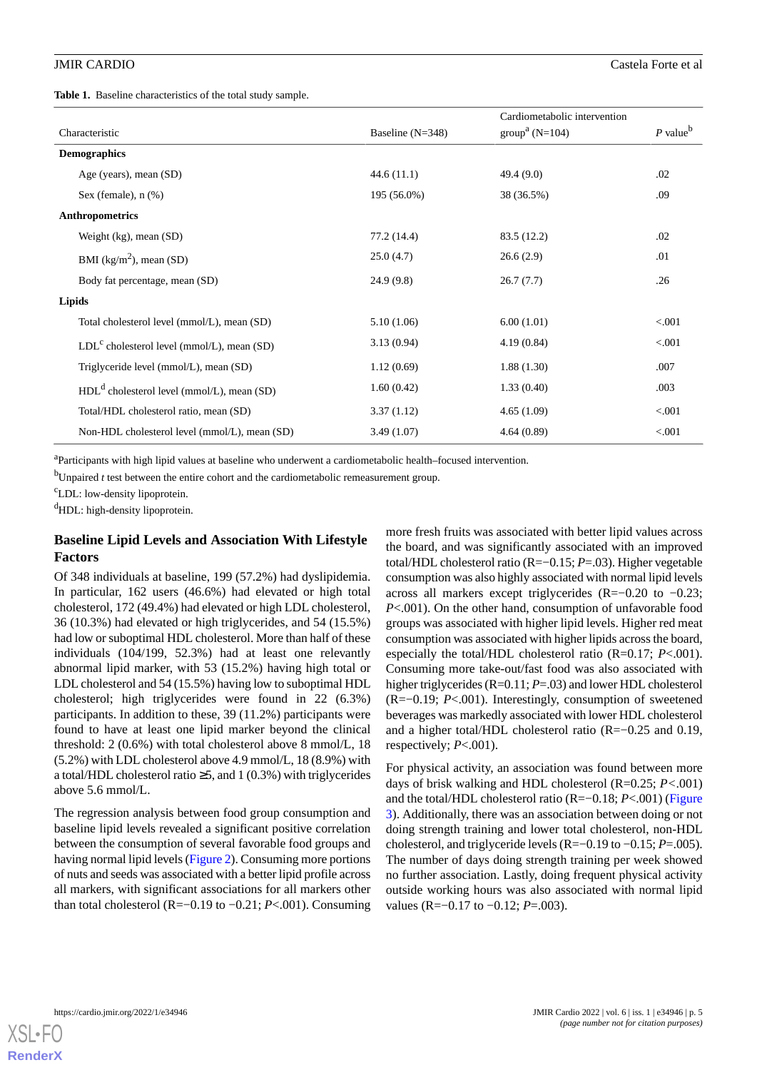**Table 1.** Baseline characteristics of the total study sample.

| Characteristic | Baseline (N=348) | Cardiometabolic intervention group[a] (N=104) | *P* value[b] |
|---|---|---|---|
| **Demographics** | | | |
| Age (years), mean (SD) | 44.6 (11.1) | 49.4 (9.0) | .02 |
| Sex (female), n (%) | 195 (56.0%) | 38 (36.5%) | .09 |
| **Anthropometrics** | | | |
| Weight (kg), mean (SD) | 77.2 (14.4) | 83.5 (12.2) | .02 |
| BMI (kg/m$^2$), mean (SD) | 25.0 (4.7) | 26.6 (2.9) | .01 |
| Body fat percentage, mean (SD) | 24.9 (9.8) | 26.7 (7.7) | .26 |
| **Lipids** | | | |
| Total cholesterol level (mmol/L), mean (SD) | 5.10 (1.06) | 6.00 (1.01) | <.001 |
| LDL[c] cholesterol level (mmol/L), mean (SD) | 3.13 (0.94) | 4.19 (0.84) | <.001 |
| Triglyceride level (mmol/L), mean (SD) | 1.12 (0.69) | 1.88 (1.30) | .007 |
| HDL[d] cholesterol level (mmol/L), mean (SD) | 1.60 (0.42) | 1.33 (0.40) | .003 |
| Total/HDL cholesterol ratio, mean (SD) | 3.37 (1.12) | 4.65 (1.09) | <.001 |
| Non-HDL cholesterol level (mmol/L), mean (SD) | 3.49 (1.07) | 4.64 (0.89) | <.001 |

[a]Participants with high lipid values at baseline who underwent a cardiometabolic health–focused intervention.

[b]Unpaired *t* test between the entire cohort and the cardiometabolic remeasurement group.

[c]LDL: low-density lipoprotein.

[d]HDL: high-density lipoprotein.

### Baseline Lipid Levels and Association With Lifestyle Factors

Of 348 individuals at baseline, 199 (57.2%) had dyslipidemia. In particular, 162 users (46.6%) had elevated or high total cholesterol, 172 (49.4%) had elevated or high LDL cholesterol, 36 (10.3%) had elevated or high triglycerides, and 54 (15.5%) had low or suboptimal HDL cholesterol. More than half of these individuals (104/199, 52.3%) had at least one relevantly abnormal lipid marker, with 53 (15.2%) having high total or LDL cholesterol and 54 (15.5%) having low to suboptimal HDL cholesterol; high triglycerides were found in 22 (6.3%) participants. In addition to these, 39 (11.2%) participants were found to have at least one lipid marker beyond the clinical threshold: 2 (0.6%) with total cholesterol above 8 mmol/L, 18 (5.2%) with LDL cholesterol above 4.9 mmol/L, 18 (8.9%) with a total/HDL cholesterol ratio ≥5, and 1 (0.3%) with triglycerides above 5.6 mmol/L.

The regression analysis between food group consumption and baseline lipid levels revealed a significant positive correlation between the consumption of several favorable food groups and having normal lipid levels (Figure 2). Consuming more portions of nuts and seeds was associated with a better lipid profile across all markers, with significant associations for all markers other than total cholesterol (R=−0.19 to −0.21; *P*<.001). Consuming more fresh fruits was associated with better lipid values across the board, and was significantly associated with an improved total/HDL cholesterol ratio (R=−0.15; *P*=.03). Higher vegetable consumption was also highly associated with normal lipid levels across all markers except triglycerides (R=−0.20 to −0.23; *P*<.001). On the other hand, consumption of unfavorable food groups was associated with higher lipid levels. Higher red meat consumption was associated with higher lipids across the board, especially the total/HDL cholesterol ratio (R=0.17; *P*<.001). Consuming more take-out/fast food was also associated with higher triglycerides (R=0.11; *P*=.03) and lower HDL cholesterol (R=−0.19; *P*<.001). Interestingly, consumption of sweetened beverages was markedly associated with lower HDL cholesterol and a higher total/HDL cholesterol ratio (R=−0.25 and 0.19, respectively; *P*<.001).

For physical activity, an association was found between more days of brisk walking and HDL cholesterol (R=0.25; *P*<.001) and the total/HDL cholesterol ratio (R=−0.18; *P*<.001) (Figure 3). Additionally, there was an association between doing or not doing strength training and lower total cholesterol, non-HDL cholesterol, and triglyceride levels (R=−0.19 to −0.15; *P*=.005). The number of days doing strength training per week showed no further association. Lastly, doing frequent physical activity outside working hours was also associated with normal lipid values (R=−0.17 to −0.12; *P*=.003).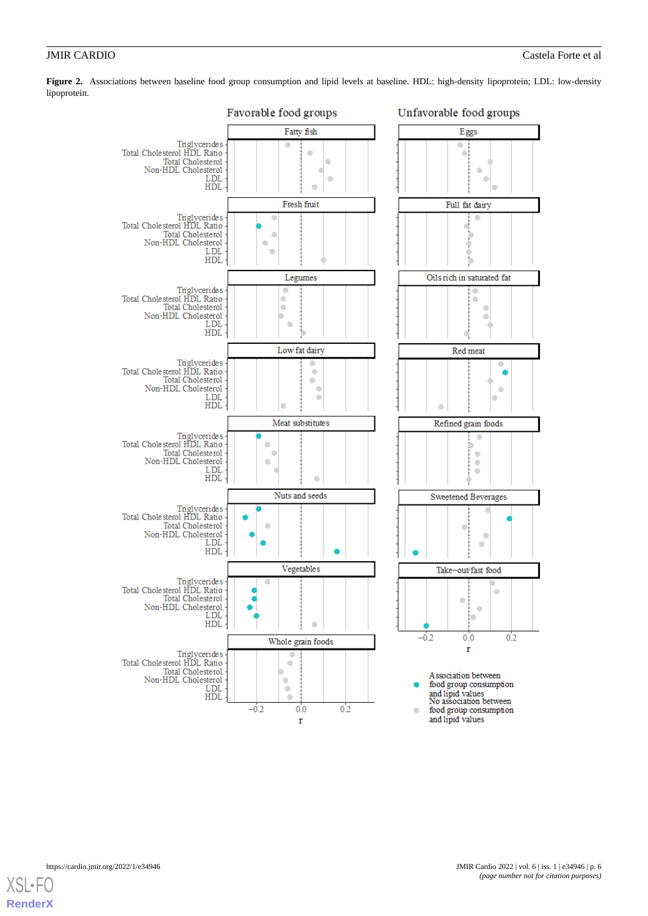**Figure 2.** Associations between baseline food group consumption and lipid levels at baseline. HDL: high-density lipoprotein; LDL: low-density lipoprotein.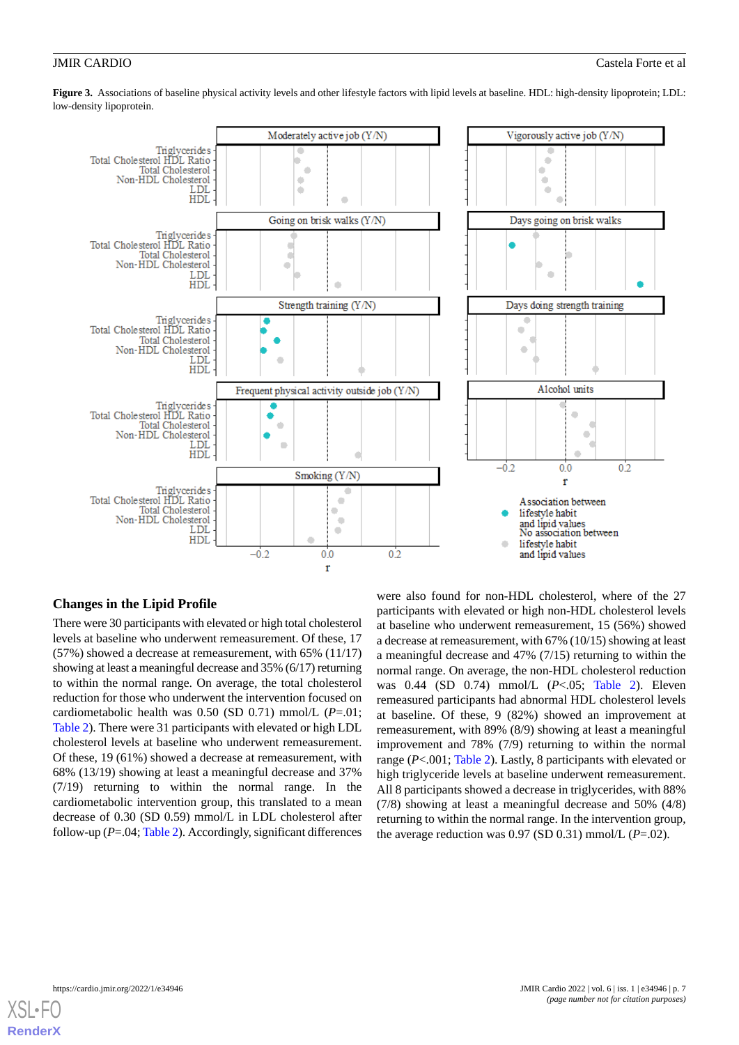**Figure 3.** Associations of baseline physical activity levels and other lifestyle factors with lipid levels at baseline. HDL: high-density lipoprotein; LDL: low-density lipoprotein.

## Changes in the Lipid Profile

There were 30 participants with elevated or high total cholesterol levels at baseline who underwent remeasurement. Of these, 17 (57%) showed a decrease at remeasurement, with 65% (11/17) showing at least a meaningful decrease and 35% (6/17) returning to within the normal range. On average, the total cholesterol reduction for those who underwent the intervention focused on cardiometabolic health was 0.50 (SD 0.71) mmol/L (*P*=.01; Table 2). There were 31 participants with elevated or high LDL cholesterol levels at baseline who underwent remeasurement. Of these, 19 (61%) showed a decrease at remeasurement, with 68% (13/19) showing at least a meaningful decrease and 37% (7/19) returning to within the normal range. In the cardiometabolic intervention group, this translated to a mean decrease of 0.30 (SD 0.59) mmol/L in LDL cholesterol after follow-up (*P*=.04; Table 2). Accordingly, significant differences were also found for non-HDL cholesterol, where of the 27 participants with elevated or high non-HDL cholesterol levels at baseline who underwent remeasurement, 15 (56%) showed a decrease at remeasurement, with 67% (10/15) showing at least a meaningful decrease and 47% (7/15) returning to within the normal range. On average, the non-HDL cholesterol reduction was 0.44 (SD 0.74) mmol/L (*P*<.05; Table 2). Eleven remeasured participants had abnormal HDL cholesterol levels at baseline. Of these, 9 (82%) showed an improvement at remeasurement, with 89% (8/9) showing at least a meaningful improvement and 78% (7/9) returning to within the normal range (*P*<.001; Table 2). Lastly, 8 participants with elevated or high triglyceride levels at baseline underwent remeasurement. All 8 participants showed a decrease in triglycerides, with 88% (7/8) showing at least a meaningful decrease and 50% (4/8) returning to within the normal range. In the intervention group, the average reduction was 0.97 (SD 0.31) mmol/L (*P*=.02).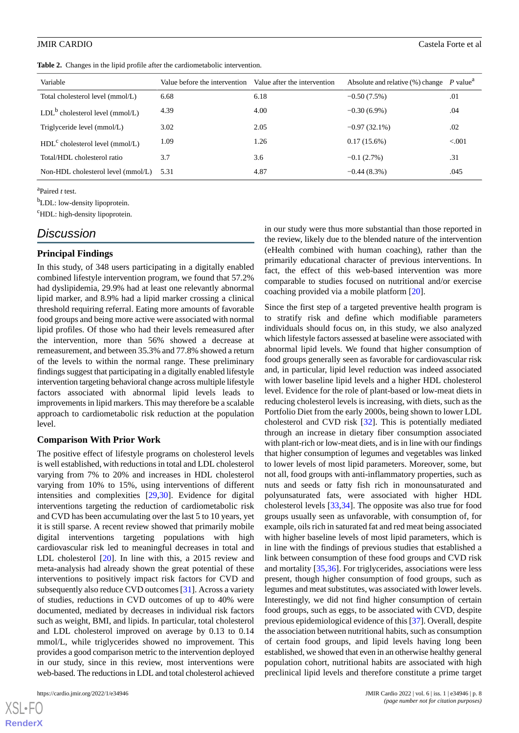**Table 2.** Changes in the lipid profile after the cardiometabolic intervention.

| Variable | Value before the intervention | Value after the intervention | Absolute and relative (%) change | *P* value[a] |
|---|---|---|---|---|
| Total cholesterol level (mmol/L) | 6.68 | 6.18 | −0.50 (7.5%) | .01 |
| LDL[b] cholesterol level (mmol/L) | 4.39 | 4.00 | −0.30 (6.9%) | .04 |
| Triglyceride level (mmol/L) | 3.02 | 2.05 | −0.97 (32.1%) | .02 |
| HDL[c] cholesterol level (mmol/L) | 1.09 | 1.26 | 0.17 (15.6%) | <.001 |
| Total/HDL cholesterol ratio | 3.7 | 3.6 | −0.1 (2.7%) | .31 |
| Non-HDL cholesterol level (mmol/L) | 5.31 | 4.87 | −0.44 (8.3%) | .045 |

[a]Paired *t* test.

[b]LDL: low-density lipoprotein.

[c]HDL: high-density lipoprotein.

## Discussion

### Principal Findings

In this study, of 348 users participating in a digitally enabled combined lifestyle intervention program, we found that 57.2% had dyslipidemia, 29.9% had at least one relevantly abnormal lipid marker, and 8.9% had a lipid marker crossing a clinical threshold requiring referral. Eating more amounts of favorable food groups and being more active were associated with normal lipid profiles. Of those who had their levels remeasured after the intervention, more than 56% showed a decrease at remeasurement, and between 35.3% and 77.8% showed a return of the levels to within the normal range. These preliminary findings suggest that participating in a digitally enabled lifestyle intervention targeting behavioral change across multiple lifestyle factors associated with abnormal lipid levels leads to improvements in lipid markers. This may therefore be a scalable approach to cardiometabolic risk reduction at the population level.

### Comparison With Prior Work

The positive effect of lifestyle programs on cholesterol levels is well established, with reductions in total and LDL cholesterol varying from 7% to 20% and increases in HDL cholesterol varying from 10% to 15%, using interventions of different intensities and complexities [29,30]. Evidence for digital interventions targeting the reduction of cardiometabolic risk and CVD has been accumulating over the last 5 to 10 years, yet it is still sparse. A recent review showed that primarily mobile digital interventions targeting populations with high cardiovascular risk led to meaningful decreases in total and LDL cholesterol [20]. In line with this, a 2015 review and meta-analysis had already shown the great potential of these interventions to positively impact risk factors for CVD and subsequently also reduce CVD outcomes [31]. Across a variety of studies, reductions in CVD outcomes of up to 40% were documented, mediated by decreases in individual risk factors such as weight, BMI, and lipids. In particular, total cholesterol and LDL cholesterol improved on average by 0.13 to 0.14 mmol/L, while triglycerides showed no improvement. This provides a good comparison metric to the intervention deployed in our study, since in this review, most interventions were web-based. The reductions in LDL and total cholesterol achieved in our study were thus more substantial than those reported in the review, likely due to the blended nature of the intervention (eHealth combined with human coaching), rather than the primarily educational character of previous interventions. In fact, the effect of this web-based intervention was more comparable to studies focused on nutritional and/or exercise coaching provided via a mobile platform [20].

Since the first step of a targeted preventive health program is to stratify risk and define which modifiable parameters individuals should focus on, in this study, we also analyzed which lifestyle factors assessed at baseline were associated with abnormal lipid levels. We found that higher consumption of food groups generally seen as favorable for cardiovascular risk and, in particular, lipid level reduction was indeed associated with lower baseline lipid levels and a higher HDL cholesterol level. Evidence for the role of plant-based or low-meat diets in reducing cholesterol levels is increasing, with diets, such as the Portfolio Diet from the early 2000s, being shown to lower LDL cholesterol and CVD risk [32]. This is potentially mediated through an increase in dietary fiber consumption associated with plant-rich or low-meat diets, and is in line with our findings that higher consumption of legumes and vegetables was linked to lower levels of most lipid parameters. Moreover, some, but not all, food groups with anti-inflammatory properties, such as nuts and seeds or fatty fish rich in monounsaturated and polyunsaturated fats, were associated with higher HDL cholesterol levels [33,34]. The opposite was also true for food groups usually seen as unfavorable, with consumption of, for example, oils rich in saturated fat and red meat being associated with higher baseline levels of most lipid parameters, which is in line with the findings of previous studies that established a link between consumption of these food groups and CVD risk and mortality [35,36]. For triglycerides, associations were less present, though higher consumption of food groups, such as legumes and meat substitutes, was associated with lower levels. Interestingly, we did not find higher consumption of certain food groups, such as eggs, to be associated with CVD, despite previous epidemiological evidence of this [37]. Overall, despite the association between nutritional habits, such as consumption of certain food groups, and lipid levels having long been established, we showed that even in an otherwise healthy general population cohort, nutritional habits are associated with high preclinical lipid levels and therefore constitute a prime target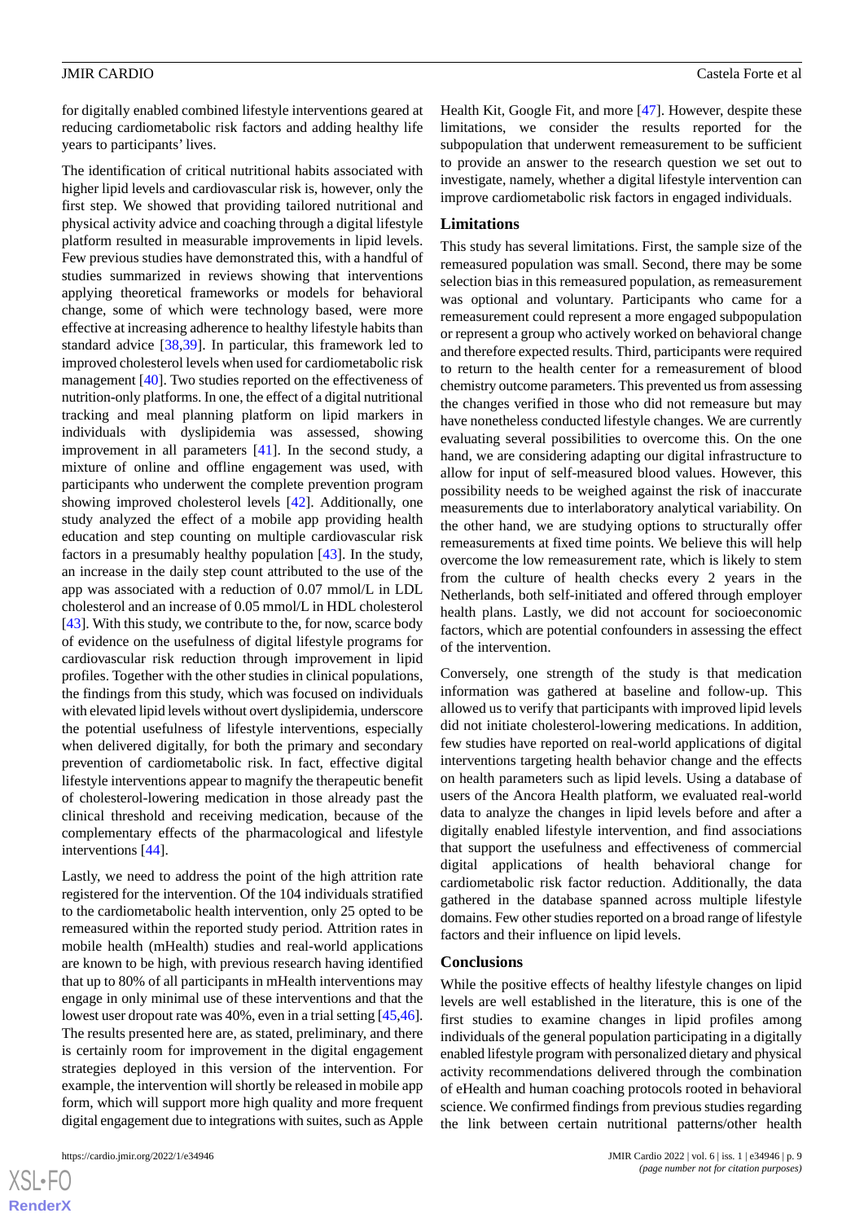for digitally enabled combined lifestyle interventions geared at reducing cardiometabolic risk factors and adding healthy life years to participants' lives.

The identification of critical nutritional habits associated with higher lipid levels and cardiovascular risk is, however, only the first step. We showed that providing tailored nutritional and physical activity advice and coaching through a digital lifestyle platform resulted in measurable improvements in lipid levels. Few previous studies have demonstrated this, with a handful of studies summarized in reviews showing that interventions applying theoretical frameworks or models for behavioral change, some of which were technology based, were more effective at increasing adherence to healthy lifestyle habits than standard advice [38,39]. In particular, this framework led to improved cholesterol levels when used for cardiometabolic risk management [40]. Two studies reported on the effectiveness of nutrition-only platforms. In one, the effect of a digital nutritional tracking and meal planning platform on lipid markers in individuals with dyslipidemia was assessed, showing improvement in all parameters [41]. In the second study, a mixture of online and offline engagement was used, with participants who underwent the complete prevention program showing improved cholesterol levels [42]. Additionally, one study analyzed the effect of a mobile app providing health education and step counting on multiple cardiovascular risk factors in a presumably healthy population [43]. In the study, an increase in the daily step count attributed to the use of the app was associated with a reduction of 0.07 mmol/L in LDL cholesterol and an increase of 0.05 mmol/L in HDL cholesterol [43]. With this study, we contribute to the, for now, scarce body of evidence on the usefulness of digital lifestyle programs for cardiovascular risk reduction through improvement in lipid profiles. Together with the other studies in clinical populations, the findings from this study, which was focused on individuals with elevated lipid levels without overt dyslipidemia, underscore the potential usefulness of lifestyle interventions, especially when delivered digitally, for both the primary and secondary prevention of cardiometabolic risk. In fact, effective digital lifestyle interventions appear to magnify the therapeutic benefit of cholesterol-lowering medication in those already past the clinical threshold and receiving medication, because of the complementary effects of the pharmacological and lifestyle interventions [44].

Lastly, we need to address the point of the high attrition rate registered for the intervention. Of the 104 individuals stratified to the cardiometabolic health intervention, only 25 opted to be remeasured within the reported study period. Attrition rates in mobile health (mHealth) studies and real-world applications are known to be high, with previous research having identified that up to 80% of all participants in mHealth interventions may engage in only minimal use of these interventions and that the lowest user dropout rate was 40%, even in a trial setting [45,46]. The results presented here are, as stated, preliminary, and there is certainly room for improvement in the digital engagement strategies deployed in this version of the intervention. For example, the intervention will shortly be released in mobile app form, which will support more high quality and more frequent digital engagement due to integrations with suites, such as Apple Health Kit, Google Fit, and more [47]. However, despite these limitations, we consider the results reported for the subpopulation that underwent remeasurement to be sufficient to provide an answer to the research question we set out to investigate, namely, whether a digital lifestyle intervention can improve cardiometabolic risk factors in engaged individuals.

## Limitations

This study has several limitations. First, the sample size of the remeasured population was small. Second, there may be some selection bias in this remeasured population, as remeasurement was optional and voluntary. Participants who came for a remeasurement could represent a more engaged subpopulation or represent a group who actively worked on behavioral change and therefore expected results. Third, participants were required to return to the health center for a remeasurement of blood chemistry outcome parameters. This prevented us from assessing the changes verified in those who did not remeasure but may have nonetheless conducted lifestyle changes. We are currently evaluating several possibilities to overcome this. On the one hand, we are considering adapting our digital infrastructure to allow for input of self-measured blood values. However, this possibility needs to be weighed against the risk of inaccurate measurements due to interlaboratory analytical variability. On the other hand, we are studying options to structurally offer remeasurements at fixed time points. We believe this will help overcome the low remeasurement rate, which is likely to stem from the culture of health checks every 2 years in the Netherlands, both self-initiated and offered through employer health plans. Lastly, we did not account for socioeconomic factors, which are potential confounders in assessing the effect of the intervention.

Conversely, one strength of the study is that medication information was gathered at baseline and follow-up. This allowed us to verify that participants with improved lipid levels did not initiate cholesterol-lowering medications. In addition, few studies have reported on real-world applications of digital interventions targeting health behavior change and the effects on health parameters such as lipid levels. Using a database of users of the Ancora Health platform, we evaluated real-world data to analyze the changes in lipid levels before and after a digitally enabled lifestyle intervention, and find associations that support the usefulness and effectiveness of commercial digital applications of health behavioral change for cardiometabolic risk factor reduction. Additionally, the data gathered in the database spanned across multiple lifestyle domains. Few other studies reported on a broad range of lifestyle factors and their influence on lipid levels.

## Conclusions

While the positive effects of healthy lifestyle changes on lipid levels are well established in the literature, this is one of the first studies to examine changes in lipid profiles among individuals of the general population participating in a digitally enabled lifestyle program with personalized dietary and physical activity recommendations delivered through the combination of eHealth and human coaching protocols rooted in behavioral science. We confirmed findings from previous studies regarding the link between certain nutritional patterns/other health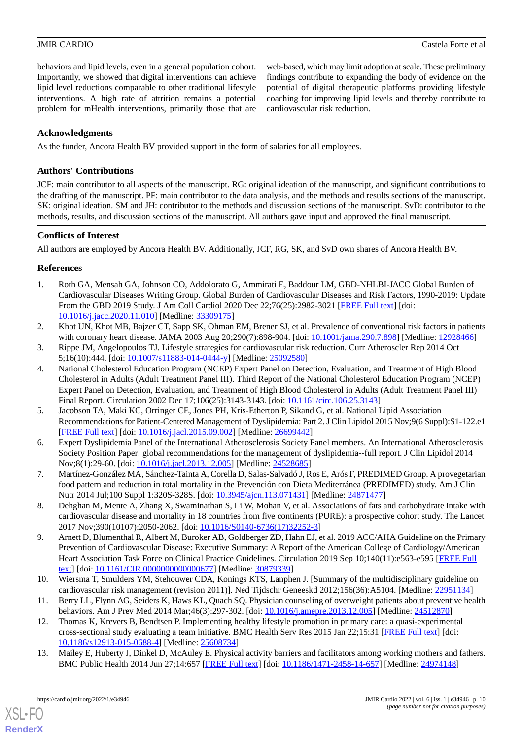behaviors and lipid levels, even in a general population cohort. Importantly, we showed that digital interventions can achieve lipid level reductions comparable to other traditional lifestyle interventions. A high rate of attrition remains a potential problem for mHealth interventions, primarily those that are web-based, which may limit adoption at scale. These preliminary findings contribute to expanding the body of evidence on the potential of digital therapeutic platforms providing lifestyle coaching for improving lipid levels and thereby contribute to cardiovascular risk reduction.

## Acknowledgments

As the funder, Ancora Health BV provided support in the form of salaries for all employees.

## Authors' Contributions

JCF: main contributor to all aspects of the manuscript. RG: original ideation of the manuscript, and significant contributions to the drafting of the manuscript. PF: main contributor to the data analysis, and the methods and results sections of the manuscript. SK: original ideation. SM and JH: contributor to the methods and discussion sections of the manuscript. SvD: contributor to the methods, results, and discussion sections of the manuscript. All authors gave input and approved the final manuscript.

## Conflicts of Interest

All authors are employed by Ancora Health BV. Additionally, JCF, RG, SK, and SvD own shares of Ancora Health BV.

## References

1. Roth GA, Mensah GA, Johnson CO, Addolorato G, Ammirati E, Baddour LM, GBD-NHLBI-JACC Global Burden of Cardiovascular Diseases Writing Group. Global Burden of Cardiovascular Diseases and Risk Factors, 1990-2019: Update From the GBD 2019 Study. J Am Coll Cardiol 2020 Dec 22;76(25):2982-3021 [FREE Full text] [doi: 10.1016/j.jacc.2020.11.010] [Medline: 33309175]
2. Khot UN, Khot MB, Bajzer CT, Sapp SK, Ohman EM, Brener SJ, et al. Prevalence of conventional risk factors in patients with coronary heart disease. JAMA 2003 Aug 20;290(7):898-904. [doi: 10.1001/jama.290.7.898] [Medline: 12928466]
3. Rippe JM, Angelopoulos TJ. Lifestyle strategies for cardiovascular risk reduction. Curr Atheroscler Rep 2014 Oct 5;16(10):444. [doi: 10.1007/s11883-014-0444-y] [Medline: 25092580]
4. National Cholesterol Education Program (NCEP) Expert Panel on Detection, Evaluation, and Treatment of High Blood Cholesterol in Adults (Adult Treatment Panel III). Third Report of the National Cholesterol Education Program (NCEP) Expert Panel on Detection, Evaluation, and Treatment of High Blood Cholesterol in Adults (Adult Treatment Panel III) Final Report. Circulation 2002 Dec 17;106(25):3143-3143. [doi: 10.1161/circ.106.25.3143]
5. Jacobson TA, Maki KC, Orringer CE, Jones PH, Kris-Etherton P, Sikand G, et al. National Lipid Association Recommendations for Patient-Centered Management of Dyslipidemia: Part 2. J Clin Lipidol 2015 Nov;9(6 Suppl):S1-122.e1 [FREE Full text] [doi: 10.1016/j.jacl.2015.09.002] [Medline: 26699442]
6. Expert Dyslipidemia Panel of the International Atherosclerosis Society Panel members. An International Atherosclerosis Society Position Paper: global recommendations for the management of dyslipidemia--full report. J Clin Lipidol 2014 Nov;8(1):29-60. [doi: 10.1016/j.jacl.2013.12.005] [Medline: 24528685]
7. Martínez-González MA, Sánchez-Tainta A, Corella D, Salas-Salvadó J, Ros E, Arós F, PREDIMED Group. A provegetarian food pattern and reduction in total mortality in the Prevención con Dieta Mediterránea (PREDIMED) study. Am J Clin Nutr 2014 Jul;100 Suppl 1:320S-328S. [doi: 10.3945/ajcn.113.071431] [Medline: 24871477]
8. Dehghan M, Mente A, Zhang X, Swaminathan S, Li W, Mohan V, et al. Associations of fats and carbohydrate intake with cardiovascular disease and mortality in 18 countries from five continents (PURE): a prospective cohort study. The Lancet 2017 Nov;390(10107):2050-2062. [doi: 10.1016/S0140-6736(17)32252-3]
9. Arnett D, Blumenthal R, Albert M, Buroker AB, Goldberger ZD, Hahn EJ, et al. 2019 ACC/AHA Guideline on the Primary Prevention of Cardiovascular Disease: Executive Summary: A Report of the American College of Cardiology/American Heart Association Task Force on Clinical Practice Guidelines. Circulation 2019 Sep 10;140(11):e563-e595 [FREE Full text] [doi: 10.1161/CIR.0000000000000677] [Medline: 30879339]
10. Wiersma T, Smulders YM, Stehouwer CDA, Konings KTS, Lanphen J. [Summary of the multidisciplinary guideline on cardiovascular risk management (revision 2011)]. Ned Tijdschr Geneeskd 2012;156(36):A5104. [Medline: 22951134]
11. Berry LL, Flynn AG, Seiders K, Haws KL, Quach SQ. Physician counseling of overweight patients about preventive health behaviors. Am J Prev Med 2014 Mar;46(3):297-302. [doi: 10.1016/j.amepre.2013.12.005] [Medline: 24512870]
12. Thomas K, Krevers B, Bendtsen P. Implementing healthy lifestyle promotion in primary care: a quasi-experimental cross-sectional study evaluating a team initiative. BMC Health Serv Res 2015 Jan 22;15:31 [FREE Full text] [doi: 10.1186/s12913-015-0688-4] [Medline: 25608734]
13. Mailey E, Huberty J, Dinkel D, McAuley E. Physical activity barriers and facilitators among working mothers and fathers. BMC Public Health 2014 Jun 27;14:657 [FREE Full text] [doi: 10.1186/1471-2458-14-657] [Medline: 24974148]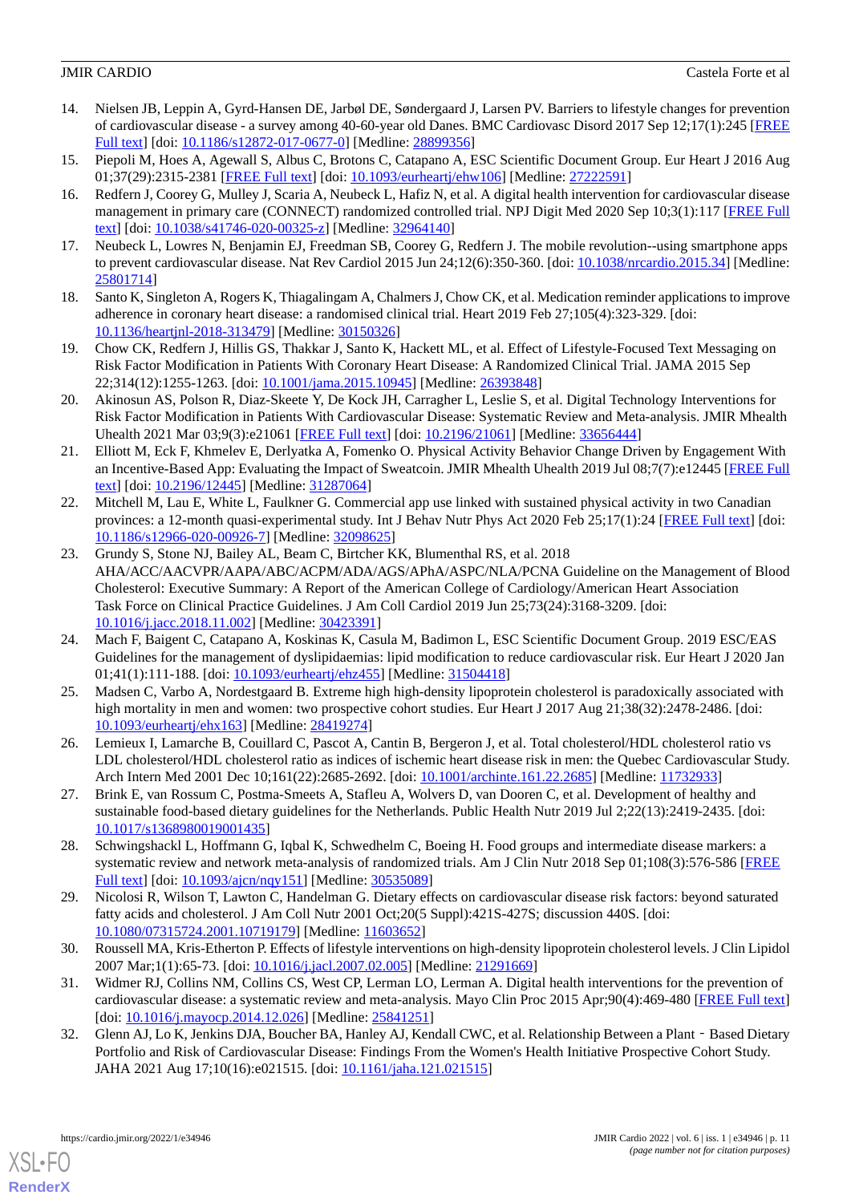14. Nielsen JB, Leppin A, Gyrd-Hansen DE, Jarbøl DE, Søndergaard J, Larsen PV. Barriers to lifestyle changes for prevention of cardiovascular disease - a survey among 40-60-year old Danes. BMC Cardiovasc Disord 2017 Sep 12;17(1):245 [FREE Full text] [doi: 10.1186/s12872-017-0677-0] [Medline: 28899356]
15. Piepoli M, Hoes A, Agewall S, Albus C, Brotons C, Catapano A, ESC Scientific Document Group. Eur Heart J 2016 Aug 01;37(29):2315-2381 [FREE Full text] [doi: 10.1093/eurheartj/ehw106] [Medline: 27222591]
16. Redfern J, Coorey G, Mulley J, Scaria A, Neubeck L, Hafiz N, et al. A digital health intervention for cardiovascular disease management in primary care (CONNECT) randomized controlled trial. NPJ Digit Med 2020 Sep 10;3(1):117 [FREE Full text] [doi: 10.1038/s41746-020-00325-z] [Medline: 32964140]
17. Neubeck L, Lowres N, Benjamin EJ, Freedman SB, Coorey G, Redfern J. The mobile revolution--using smartphone apps to prevent cardiovascular disease. Nat Rev Cardiol 2015 Jun 24;12(6):350-360. [doi: 10.1038/nrcardio.2015.34] [Medline: 25801714]
18. Santo K, Singleton A, Rogers K, Thiagalingam A, Chalmers J, Chow CK, et al. Medication reminder applications to improve adherence in coronary heart disease: a randomised clinical trial. Heart 2019 Feb 27;105(4):323-329. [doi: 10.1136/heartjnl-2018-313479] [Medline: 30150326]
19. Chow CK, Redfern J, Hillis GS, Thakkar J, Santo K, Hackett ML, et al. Effect of Lifestyle-Focused Text Messaging on Risk Factor Modification in Patients With Coronary Heart Disease: A Randomized Clinical Trial. JAMA 2015 Sep 22;314(12):1255-1263. [doi: 10.1001/jama.2015.10945] [Medline: 26393848]
20. Akinosun AS, Polson R, Diaz-Skeete Y, De Kock JH, Carragher L, Leslie S, et al. Digital Technology Interventions for Risk Factor Modification in Patients With Cardiovascular Disease: Systematic Review and Meta-analysis. JMIR Mhealth Uhealth 2021 Mar 03;9(3):e21061 [FREE Full text] [doi: 10.2196/21061] [Medline: 33656444]
21. Elliott M, Eck F, Khmelev E, Derlyatka A, Fomenko O. Physical Activity Behavior Change Driven by Engagement With an Incentive-Based App: Evaluating the Impact of Sweatcoin. JMIR Mhealth Uhealth 2019 Jul 08;7(7):e12445 [FREE Full text] [doi: 10.2196/12445] [Medline: 31287064]
22. Mitchell M, Lau E, White L, Faulkner G. Commercial app use linked with sustained physical activity in two Canadian provinces: a 12-month quasi-experimental study. Int J Behav Nutr Phys Act 2020 Feb 25;17(1):24 [FREE Full text] [doi: 10.1186/s12966-020-00926-7] [Medline: 32098625]
23. Grundy S, Stone NJ, Bailey AL, Beam C, Birtcher KK, Blumenthal RS, et al. 2018 AHA/ACC/AACVPR/AAPA/ABC/ACPM/ADA/AGS/APhA/ASPC/NLA/PCNA Guideline on the Management of Blood Cholesterol: Executive Summary: A Report of the American College of Cardiology/American Heart Association Task Force on Clinical Practice Guidelines. J Am Coll Cardiol 2019 Jun 25;73(24):3168-3209. [doi: 10.1016/j.jacc.2018.11.002] [Medline: 30423391]
24. Mach F, Baigent C, Catapano A, Koskinas K, Casula M, Badimon L, ESC Scientific Document Group. 2019 ESC/EAS Guidelines for the management of dyslipidaemias: lipid modification to reduce cardiovascular risk. Eur Heart J 2020 Jan 01;41(1):111-188. [doi: 10.1093/eurheartj/ehz455] [Medline: 31504418]
25. Madsen C, Varbo A, Nordestgaard B. Extreme high high-density lipoprotein cholesterol is paradoxically associated with high mortality in men and women: two prospective cohort studies. Eur Heart J 2017 Aug 21;38(32):2478-2486. [doi: 10.1093/eurheartj/ehx163] [Medline: 28419274]
26. Lemieux I, Lamarche B, Couillard C, Pascot A, Cantin B, Bergeron J, et al. Total cholesterol/HDL cholesterol ratio vs LDL cholesterol/HDL cholesterol ratio as indices of ischemic heart disease risk in men: the Quebec Cardiovascular Study. Arch Intern Med 2001 Dec 10;161(22):2685-2692. [doi: 10.1001/archinte.161.22.2685] [Medline: 11732933]
27. Brink E, van Rossum C, Postma-Smeets A, Stafleu A, Wolvers D, van Dooren C, et al. Development of healthy and sustainable food-based dietary guidelines for the Netherlands. Public Health Nutr 2019 Jul 2;22(13):2419-2435. [doi: 10.1017/s1368980019001435]
28. Schwingshackl L, Hoffmann G, Iqbal K, Schwedhelm C, Boeing H. Food groups and intermediate disease markers: a systematic review and network meta-analysis of randomized trials. Am J Clin Nutr 2018 Sep 01;108(3):576-586 [FREE Full text] [doi: 10.1093/ajcn/nqy151] [Medline: 30535089]
29. Nicolosi R, Wilson T, Lawton C, Handelman G. Dietary effects on cardiovascular disease risk factors: beyond saturated fatty acids and cholesterol. J Am Coll Nutr 2001 Oct;20(5 Suppl):421S-427S; discussion 440S. [doi: 10.1080/07315724.2001.10719179] [Medline: 11603652]
30. Roussell MA, Kris-Etherton P. Effects of lifestyle interventions on high-density lipoprotein cholesterol levels. J Clin Lipidol 2007 Mar;1(1):65-73. [doi: 10.1016/j.jacl.2007.02.005] [Medline: 21291669]
31. Widmer RJ, Collins NM, Collins CS, West CP, Lerman LO, Lerman A. Digital health interventions for the prevention of cardiovascular disease: a systematic review and meta-analysis. Mayo Clin Proc 2015 Apr;90(4):469-480 [FREE Full text] [doi: 10.1016/j.mayocp.2014.12.026] [Medline: 25841251]
32. Glenn AJ, Lo K, Jenkins DJA, Boucher BA, Hanley AJ, Kendall CWC, et al. Relationship Between a Plant‐Based Dietary Portfolio and Risk of Cardiovascular Disease: Findings From the Women's Health Initiative Prospective Cohort Study. JAHA 2021 Aug 17;10(16):e021515. [doi: 10.1161/jaha.121.021515]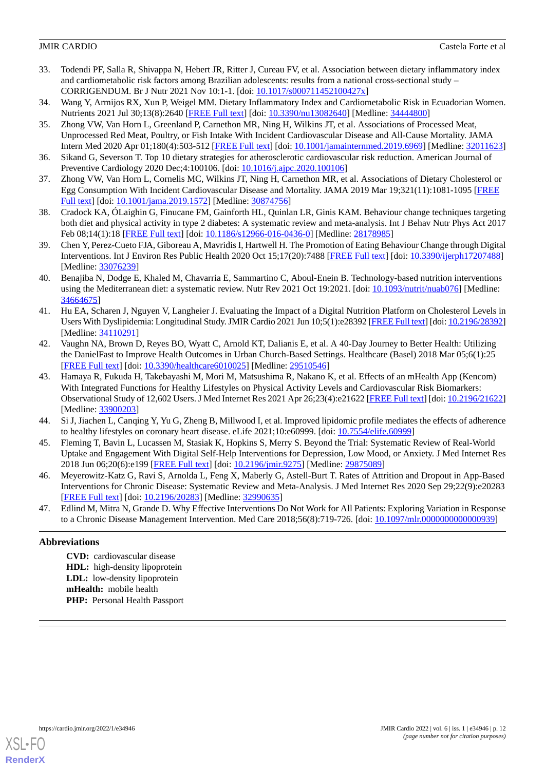33. Todendi PF, Salla R, Shivappa N, Hebert JR, Ritter J, Cureau FV, et al. Association between dietary inflammatory index and cardiometabolic risk factors among Brazilian adolescents: results from a national cross-sectional study – CORRIGENDUM. Br J Nutr 2021 Nov 10:1-1. [doi: 10.1017/s000711452100427x]
34. Wang Y, Armijos RX, Xun P, Weigel MM. Dietary Inflammatory Index and Cardiometabolic Risk in Ecuadorian Women. Nutrients 2021 Jul 30;13(8):2640 [FREE Full text] [doi: 10.3390/nu13082640] [Medline: 34444800]
35. Zhong VW, Van Horn L, Greenland P, Carnethon MR, Ning H, Wilkins JT, et al. Associations of Processed Meat, Unprocessed Red Meat, Poultry, or Fish Intake With Incident Cardiovascular Disease and All-Cause Mortality. JAMA Intern Med 2020 Apr 01;180(4):503-512 [FREE Full text] [doi: 10.1001/jamainternmed.2019.6969] [Medline: 32011623]
36. Sikand G, Severson T. Top 10 dietary strategies for atherosclerotic cardiovascular risk reduction. American Journal of Preventive Cardiology 2020 Dec;4:100106. [doi: 10.1016/j.ajpc.2020.100106]
37. Zhong VW, Van Horn L, Cornelis MC, Wilkins JT, Ning H, Carnethon MR, et al. Associations of Dietary Cholesterol or Egg Consumption With Incident Cardiovascular Disease and Mortality. JAMA 2019 Mar 19;321(11):1081-1095 [FREE Full text] [doi: 10.1001/jama.2019.1572] [Medline: 30874756]
38. Cradock KA, ÓLaighin G, Finucane FM, Gainforth HL, Quinlan LR, Ginis KAM. Behaviour change techniques targeting both diet and physical activity in type 2 diabetes: A systematic review and meta-analysis. Int J Behav Nutr Phys Act 2017 Feb 08;14(1):18 [FREE Full text] [doi: 10.1186/s12966-016-0436-0] [Medline: 28178985]
39. Chen Y, Perez-Cueto FJA, Giboreau A, Mavridis I, Hartwell H. The Promotion of Eating Behaviour Change through Digital Interventions. Int J Environ Res Public Health 2020 Oct 15;17(20):7488 [FREE Full text] [doi: 10.3390/ijerph17207488] [Medline: 33076239]
40. Benajiba N, Dodge E, Khaled M, Chavarria E, Sammartino C, Aboul-Enein B. Technology-based nutrition interventions using the Mediterranean diet: a systematic review. Nutr Rev 2021 Oct 19:2021. [doi: 10.1093/nutrit/nuab076] [Medline: 34664675]
41. Hu EA, Scharen J, Nguyen V, Langheier J. Evaluating the Impact of a Digital Nutrition Platform on Cholesterol Levels in Users With Dyslipidemia: Longitudinal Study. JMIR Cardio 2021 Jun 10;5(1):e28392 [FREE Full text] [doi: 10.2196/28392] [Medline: 34110291]
42. Vaughn NA, Brown D, Reyes BO, Wyatt C, Arnold KT, Dalianis E, et al. A 40-Day Journey to Better Health: Utilizing the DanielFast to Improve Health Outcomes in Urban Church-Based Settings. Healthcare (Basel) 2018 Mar 05;6(1):25 [FREE Full text] [doi: 10.3390/healthcare6010025] [Medline: 29510546]
43. Hamaya R, Fukuda H, Takebayashi M, Mori M, Matsushima R, Nakano K, et al. Effects of an mHealth App (Kencom) With Integrated Functions for Healthy Lifestyles on Physical Activity Levels and Cardiovascular Risk Biomarkers: Observational Study of 12,602 Users. J Med Internet Res 2021 Apr 26;23(4):e21622 [FREE Full text] [doi: 10.2196/21622] [Medline: 33900203]
44. Si J, Jiachen L, Canqing Y, Yu G, Zheng B, Millwood I, et al. Improved lipidomic profile mediates the effects of adherence to healthy lifestyles on coronary heart disease. eLife 2021;10:e60999. [doi: 10.7554/elife.60999]
45. Fleming T, Bavin L, Lucassen M, Stasiak K, Hopkins S, Merry S. Beyond the Trial: Systematic Review of Real-World Uptake and Engagement With Digital Self-Help Interventions for Depression, Low Mood, or Anxiety. J Med Internet Res 2018 Jun 06;20(6):e199 [FREE Full text] [doi: 10.2196/jmir.9275] [Medline: 29875089]
46. Meyerowitz-Katz G, Ravi S, Arnolda L, Feng X, Maberly G, Astell-Burt T. Rates of Attrition and Dropout in App-Based Interventions for Chronic Disease: Systematic Review and Meta-Analysis. J Med Internet Res 2020 Sep 29;22(9):e20283 [FREE Full text] [doi: 10.2196/20283] [Medline: 32990635]
47. Edlind M, Mitra N, Grande D. Why Effective Interventions Do Not Work for All Patients: Exploring Variation in Response to a Chronic Disease Management Intervention. Med Care 2018;56(8):719-726. [doi: 10.1097/mlr.0000000000000939]

## Abbreviations

**CVD:** cardiovascular disease
**HDL:** high-density lipoprotein
**LDL:** low-density lipoprotein
**mHealth:** mobile health
**PHP:** Personal Health Passport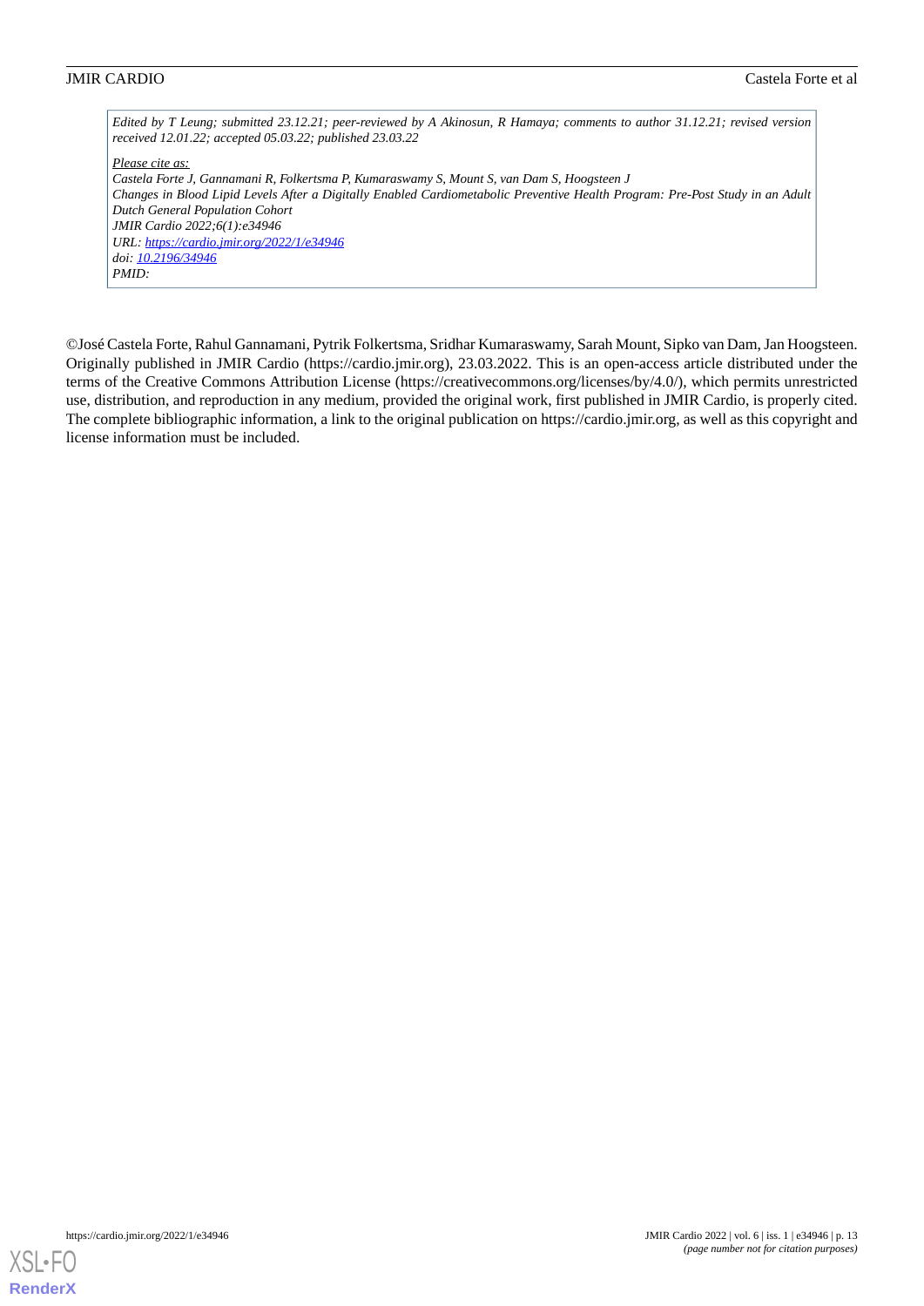*Edited by T Leung; submitted 23.12.21; peer-reviewed by A Akinosun, R Hamaya; comments to author 31.12.21; revised version received 12.01.22; accepted 05.03.22; published 23.03.22*

*Please cite as:*
*Castela Forte J, Gannamani R, Folkertsma P, Kumaraswamy S, Mount S, van Dam S, Hoogsteen J*
*Changes in Blood Lipid Levels After a Digitally Enabled Cardiometabolic Preventive Health Program: Pre-Post Study in an Adult Dutch General Population Cohort*
*JMIR Cardio 2022;6(1):e34946*
*URL: https://cardio.jmir.org/2022/1/e34946*
*doi: 10.2196/34946*
*PMID:*

©José Castela Forte, Rahul Gannamani, Pytrik Folkertsma, Sridhar Kumaraswamy, Sarah Mount, Sipko van Dam, Jan Hoogsteen. Originally published in JMIR Cardio (https://cardio.jmir.org), 23.03.2022. This is an open-access article distributed under the terms of the Creative Commons Attribution License (https://creativecommons.org/licenses/by/4.0/), which permits unrestricted use, distribution, and reproduction in any medium, provided the original work, first published in JMIR Cardio, is properly cited. The complete bibliographic information, a link to the original publication on https://cardio.jmir.org, as well as this copyright and license information must be included.